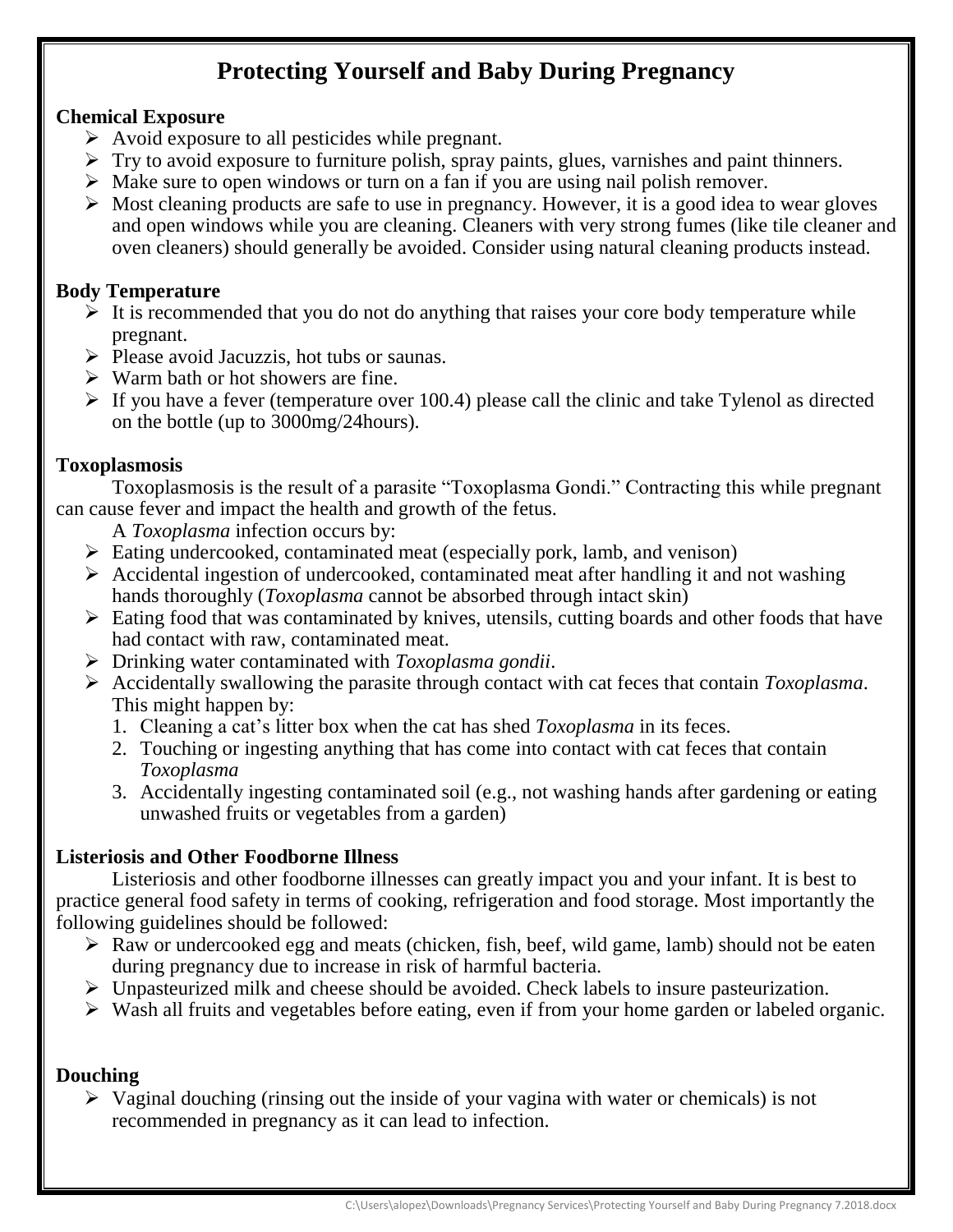# Protecting Yourself and Baby During Pregnancy

## Chemical Exposure

- Avoid exposure to all pesticides while pregnant.
- Try to avoid exposure to furniture polish, spray paints, glues, varnishes and paint thinners.
- Make sure to open windows or turn on a fan if you are using nail polish remover.
- Most cleaning products are safe to use in pregnancy. However, it is a good idea to wear gloves and open windows while you are cleaning. Cleaners with very strong fumes (like tile cleaner and oven cleaners) should generally be avoided. Consider using natural cleaning products instead.

## Body Temperature

- It is recommended that you do not do anything that raises your core body temperature while pregnant.
- Please avoid Jacuzzis, hot tubs or saunas.
- Warm bath or hot showers are fine.
- If you have a fever (temperature over 100.4) please call the clinic and take Tylenol as directed on the bottle (up to 3000mg/24hours).

## Toxoplasmosis

Toxoplasmosis is the result of a parasite "Toxoplasma Gondi." Contracting this while pregnant can cause fever and impact the health and growth of the fetus.

A *Toxoplasma* infection occurs by:

- Eating undercooked, contaminated meat (especially pork, lamb, and venison)
- Accidental ingestion of undercooked, contaminated meat after handling it and not washing hands thoroughly (*Toxoplasma* cannot be absorbed through intact skin)
- Eating food that was contaminated by knives, utensils, cutting boards and other foods that have had contact with raw, contaminated meat.
- Drinking water contaminated with *Toxoplasma gondii*.
- Accidentally swallowing the parasite through contact with cat feces that contain *Toxoplasma*. This might happen by:
  1. Cleaning a cat's litter box when the cat has shed *Toxoplasma* in its feces.
  2. Touching or ingesting anything that has come into contact with cat feces that contain *Toxoplasma*
  3. Accidentally ingesting contaminated soil (e.g., not washing hands after gardening or eating unwashed fruits or vegetables from a garden)

## Listeriosis and Other Foodborne Illness

Listeriosis and other foodborne illnesses can greatly impact you and your infant. It is best to practice general food safety in terms of cooking, refrigeration and food storage. Most importantly the following guidelines should be followed:

- Raw or undercooked egg and meats (chicken, fish, beef, wild game, lamb) should not be eaten during pregnancy due to increase in risk of harmful bacteria.
- Unpasteurized milk and cheese should be avoided. Check labels to insure pasteurization.
- Wash all fruits and vegetables before eating, even if from your home garden or labeled organic.

## Douching

- Vaginal douching (rinsing out the inside of your vagina with water or chemicals) is not recommended in pregnancy as it can lead to infection.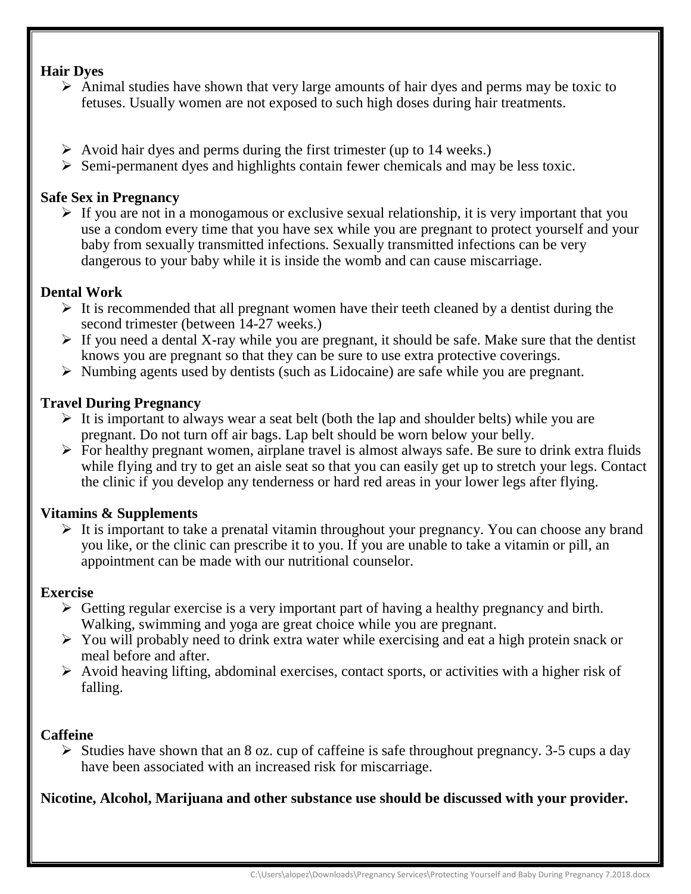**Hair Dyes**

- Animal studies have shown that very large amounts of hair dyes and perms may be toxic to fetuses. Usually women are not exposed to such high doses during hair treatments.
- Avoid hair dyes and perms during the first trimester (up to 14 weeks.)
- Semi-permanent dyes and highlights contain fewer chemicals and may be less toxic.

**Safe Sex in Pregnancy**

- If you are not in a monogamous or exclusive sexual relationship, it is very important that you use a condom every time that you have sex while you are pregnant to protect yourself and your baby from sexually transmitted infections. Sexually transmitted infections can be very dangerous to your baby while it is inside the womb and can cause miscarriage.

**Dental Work**

- It is recommended that all pregnant women have their teeth cleaned by a dentist during the second trimester (between 14-27 weeks.)
- If you need a dental X-ray while you are pregnant, it should be safe. Make sure that the dentist knows you are pregnant so that they can be sure to use extra protective coverings.
- Numbing agents used by dentists (such as Lidocaine) are safe while you are pregnant.

**Travel During Pregnancy**

- It is important to always wear a seat belt (both the lap and shoulder belts) while you are pregnant. Do not turn off air bags. Lap belt should be worn below your belly.
- For healthy pregnant women, airplane travel is almost always safe. Be sure to drink extra fluids while flying and try to get an aisle seat so that you can easily get up to stretch your legs. Contact the clinic if you develop any tenderness or hard red areas in your lower legs after flying.

**Vitamins & Supplements**

- It is important to take a prenatal vitamin throughout your pregnancy. You can choose any brand you like, or the clinic can prescribe it to you. If you are unable to take a vitamin or pill, an appointment can be made with our nutritional counselor.

**Exercise**

- Getting regular exercise is a very important part of having a healthy pregnancy and birth. Walking, swimming and yoga are great choice while you are pregnant.
- You will probably need to drink extra water while exercising and eat a high protein snack or meal before and after.
- Avoid heaving lifting, abdominal exercises, contact sports, or activities with a higher risk of falling.

**Caffeine**

- Studies have shown that an 8 oz. cup of caffeine is safe throughout pregnancy. 3-5 cups a day have been associated with an increased risk for miscarriage.

**Nicotine, Alcohol, Marijuana and other substance use should be discussed with your provider.**